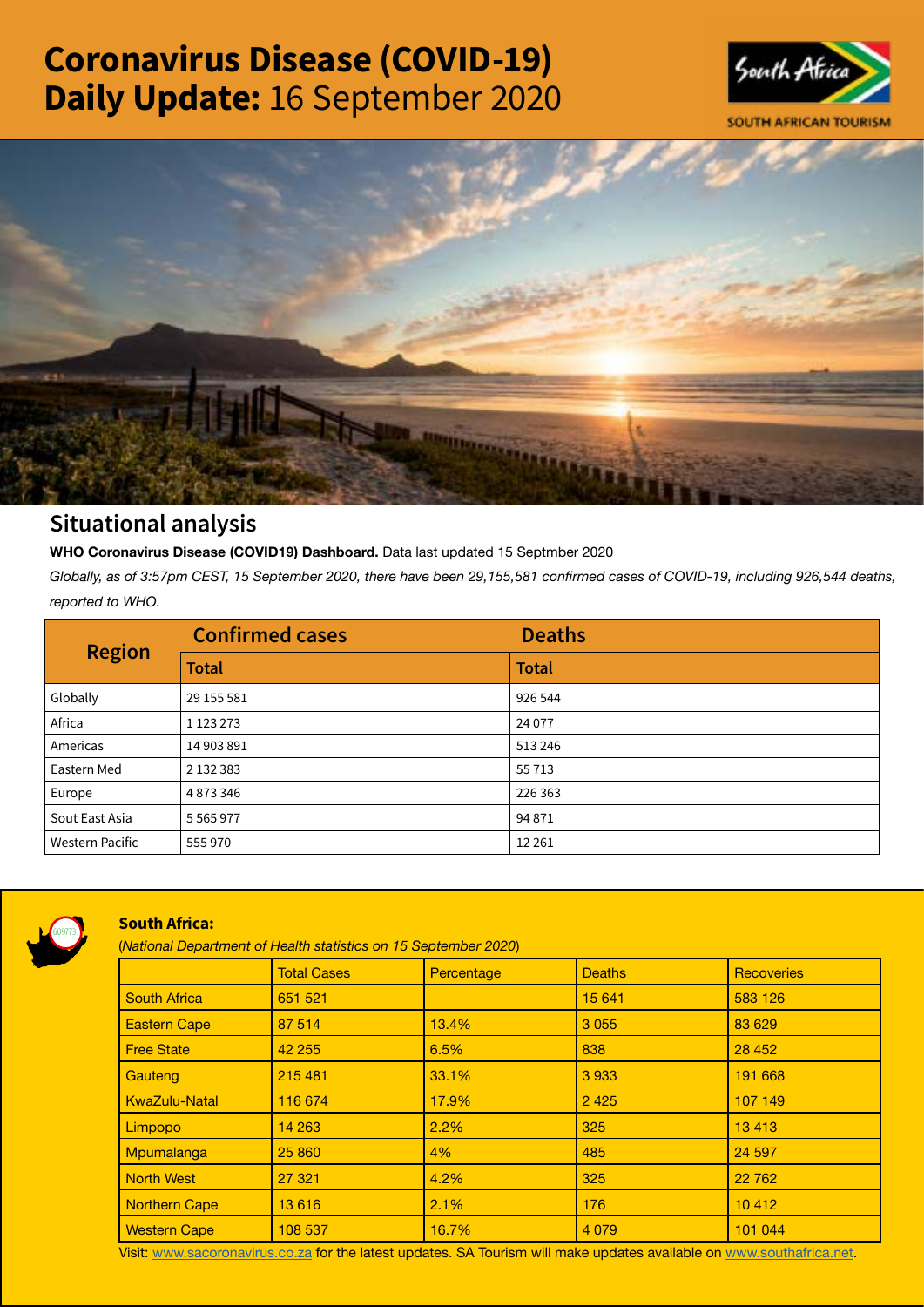# Coronavirus Disease (COVID-19) Daily Update: 16 September 2020

SOUTH AFRICAN TOURISM

## Situational analysis

**WHO Coronavirus Disease (COVID19) Dashboard.** Data last updated 15 Septmber 2020

*Globally, as of 3:57pm CEST, 15 September 2020, there have been 29,155,581 confirmed cases of COVID-19, including 926,544 deaths, reported to WHO.*

| Region | Confirmed cases | Deaths |
|---|---|---|
| | **Total** | **Total** |
| Globally | 29 155 581 | 926 544 |
| Africa | 1 123 273 | 24 077 |
| Americas | 14 903 891 | 513 246 |
| Eastern Med | 2 132 383 | 55 713 |
| Europe | 4 873 346 | 226 363 |
| Sout East Asia | 5 565 977 | 94 871 |
| Western Pacific | 555 970 | 12 261 |

### South Africa:

(*National Department of Health statistics on 15 September 2020*)

| | Total Cases | Percentage | Deaths | Recoveries |
|---|---|---|---|---|
| South Africa | 651 521 | | 15 641 | 583 126 |
| Eastern Cape | 87 514 | 13.4% | 3 055 | 83 629 |
| Free State | 42 255 | 6.5% | 838 | 28 452 |
| Gauteng | 215 481 | 33.1% | 3 933 | 191 668 |
| KwaZulu-Natal | 116 674 | 17.9% | 2 425 | 107 149 |
| Limpopo | 14 263 | 2.2% | 325 | 13 413 |
| Mpumalanga | 25 860 | 4% | 485 | 24 597 |
| North West | 27 321 | 4.2% | 325 | 22 762 |
| Northern Cape | 13 616 | 2.1% | 176 | 10 412 |
| Western Cape | 108 537 | 16.7% | 4 079 | 101 044 |

Visit: www.sacoronavirus.co.za for the latest updates. SA Tourism will make updates available on www.southafrica.net.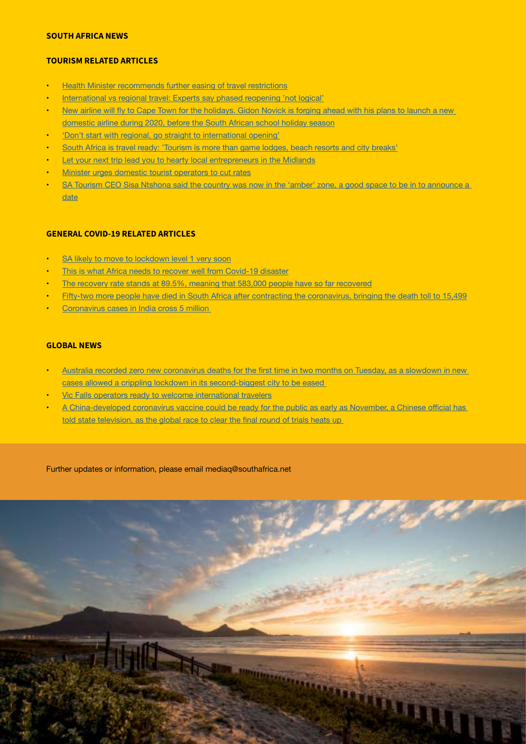**SOUTH AFRICA NEWS**

**TOURISM RELATED ARTICLES**

- Health Minister recommends further easing of travel restrictions
- International vs regional travel: Experts say phased reopening 'not logical'
- New airline will fly to Cape Town for the holidays. Gidon Novick is forging ahead with his plans to launch a new domestic airline during 2020, before the South African school holiday season
- 'Don't start with regional, go straight to international opening'
- South Africa is travel ready: 'Tourism is more than game lodges, beach resorts and city breaks'
- Let your next trip lead you to hearty local entrepreneurs in the Midlands
- Minister urges domestic tourist operators to cut rates
- SA Tourism CEO Sisa Ntshona said the country was now in the 'amber' zone, a good space to be in to announce a date

**GENERAL COVID-19 RELATED ARTICLES**

- SA likely to move to lockdown level 1 very soon
- This is what Africa needs to recover well from Covid-19 disaster
- The recovery rate stands at 89.5%, meaning that 583,000 people have so far recovered
- Fifty-two more people have died in South Africa after contracting the coronavirus, bringing the death toll to 15,499
- Coronavirus cases in India cross 5 million

**GLOBAL NEWS**

- Australia recorded zero new coronavirus deaths for the first time in two months on Tuesday, as a slowdown in new cases allowed a crippling lockdown in its second-biggest city to be eased
- Vic Falls operators ready to welcome international travelers
- A China-developed coronavirus vaccine could be ready for the public as early as November, a Chinese official has told state television, as the global race to clear the final round of trials heats up

Further updates or information, please email mediaq@southafrica.net